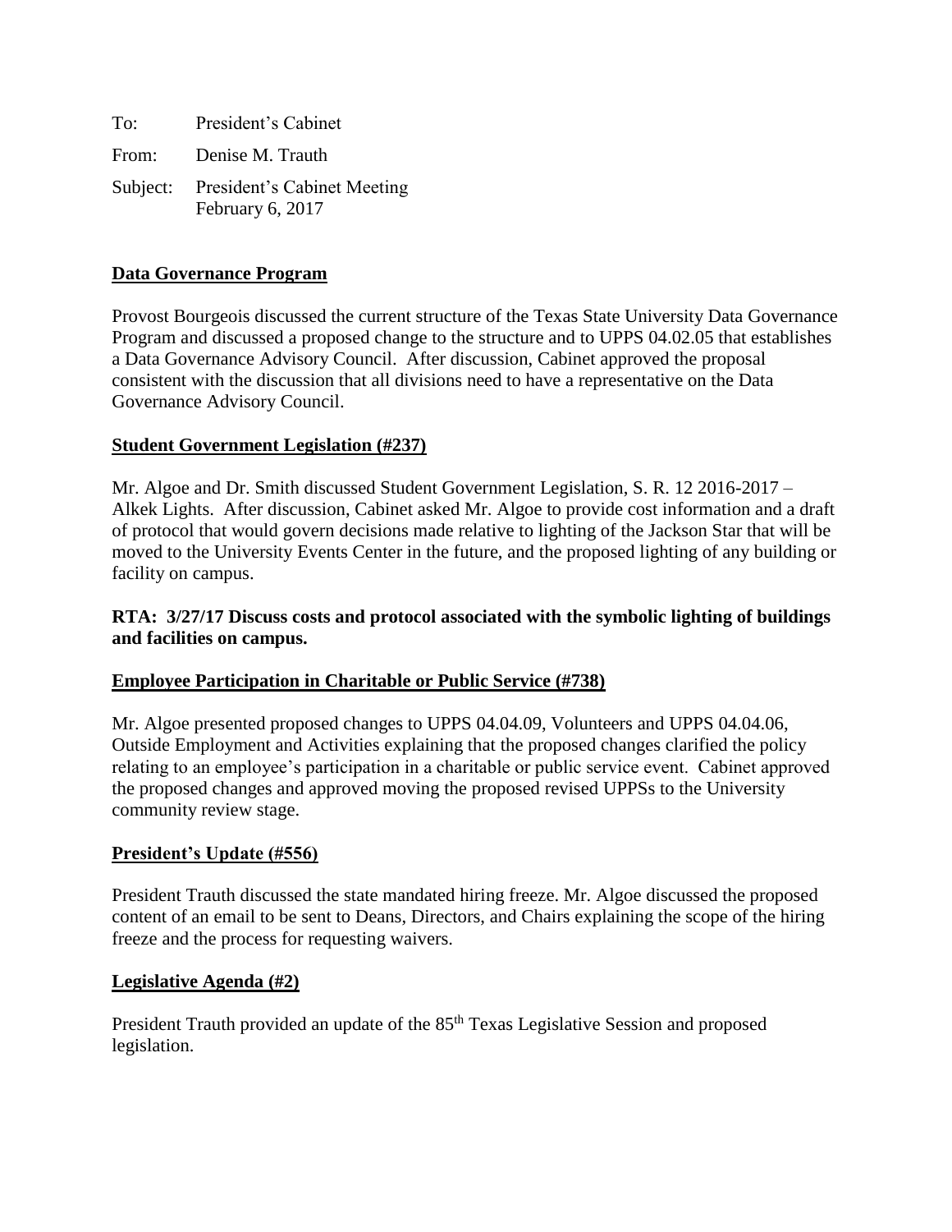To: President's Cabinet

From: Denise M. Trauth

Subject: President's Cabinet Meeting
February 6, 2017

**Data Governance Program**

Provost Bourgeois discussed the current structure of the Texas State University Data Governance Program and discussed a proposed change to the structure and to UPPS 04.02.05 that establishes a Data Governance Advisory Council. After discussion, Cabinet approved the proposal consistent with the discussion that all divisions need to have a representative on the Data Governance Advisory Council.

**Student Government Legislation (#237)**

Mr. Algoe and Dr. Smith discussed Student Government Legislation, S. R. 12 2016-2017 – Alkek Lights. After discussion, Cabinet asked Mr. Algoe to provide cost information and a draft of protocol that would govern decisions made relative to lighting of the Jackson Star that will be moved to the University Events Center in the future, and the proposed lighting of any building or facility on campus.

**RTA: 3/27/17 Discuss costs and protocol associated with the symbolic lighting of buildings and facilities on campus.**

**Employee Participation in Charitable or Public Service (#738)**

Mr. Algoe presented proposed changes to UPPS 04.04.09, Volunteers and UPPS 04.04.06, Outside Employment and Activities explaining that the proposed changes clarified the policy relating to an employee's participation in a charitable or public service event. Cabinet approved the proposed changes and approved moving the proposed revised UPPSs to the University community review stage.

**President's Update (#556)**

President Trauth discussed the state mandated hiring freeze. Mr. Algoe discussed the proposed content of an email to be sent to Deans, Directors, and Chairs explaining the scope of the hiring freeze and the process for requesting waivers.

**Legislative Agenda (#2)**

President Trauth provided an update of the 85th Texas Legislative Session and proposed legislation.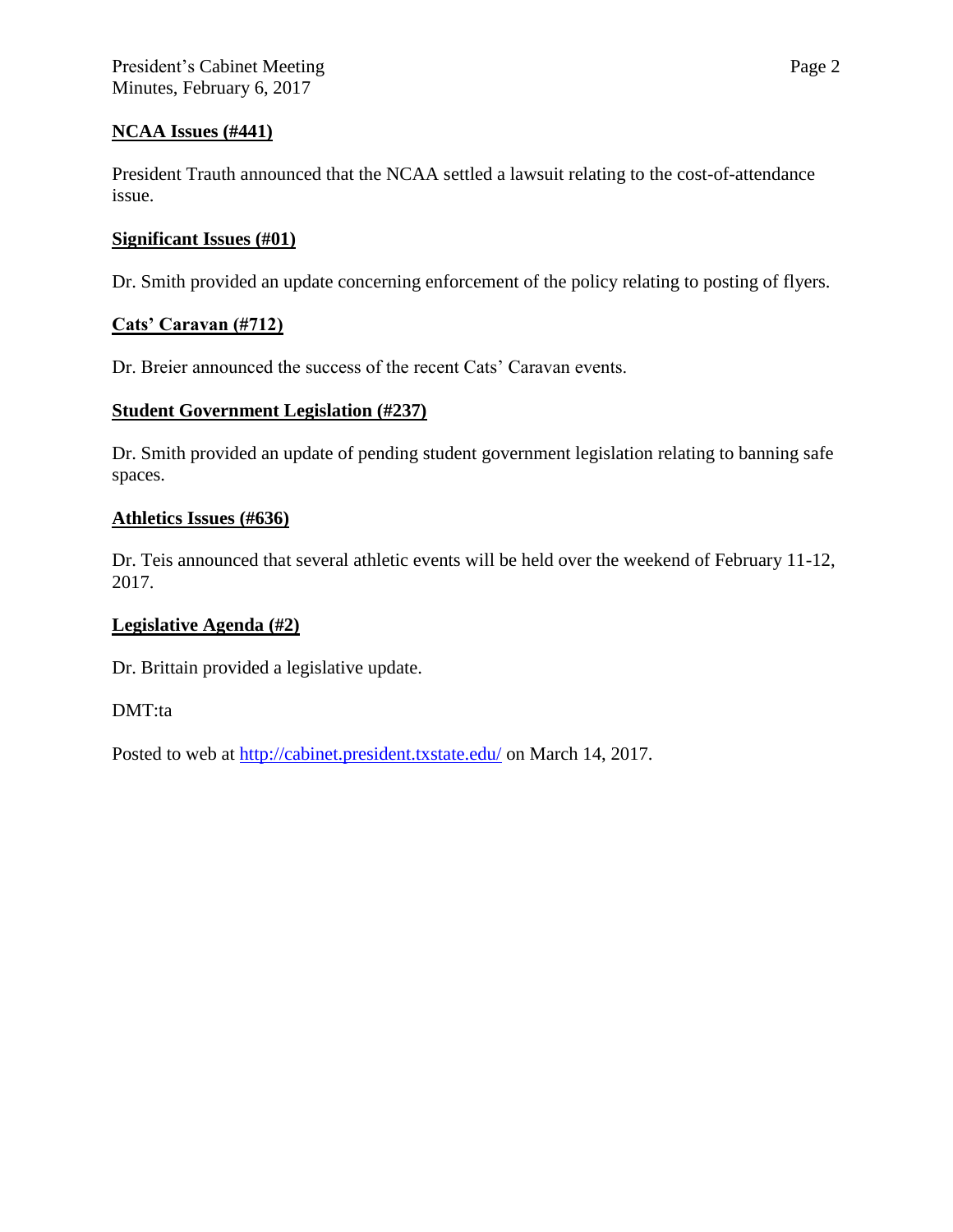**NCAA Issues (#441)**

President Trauth announced that the NCAA settled a lawsuit relating to the cost-of-attendance issue.

**Significant Issues (#01)**

Dr. Smith provided an update concerning enforcement of the policy relating to posting of flyers.

**Cats' Caravan (#712)**

Dr. Breier announced the success of the recent Cats' Caravan events.

**Student Government Legislation (#237)**

Dr. Smith provided an update of pending student government legislation relating to banning safe spaces.

**Athletics Issues (#636)**

Dr. Teis announced that several athletic events will be held over the weekend of February 11-12, 2017.

**Legislative Agenda (#2)**

Dr. Brittain provided a legislative update.

DMT:ta

Posted to web at http://cabinet.president.txstate.edu/ on March 14, 2017.